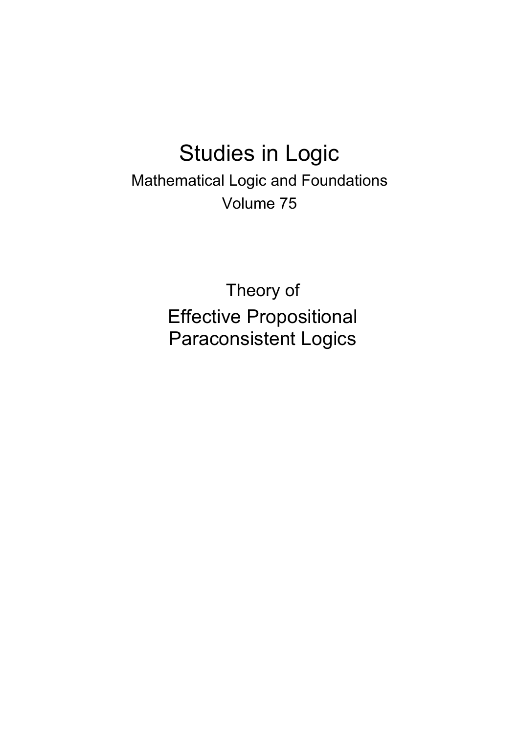# Studies in Logic

Mathematical Logic and Foundations

Volume 75

## Theory of

## Effective Propositional Paraconsistent Logics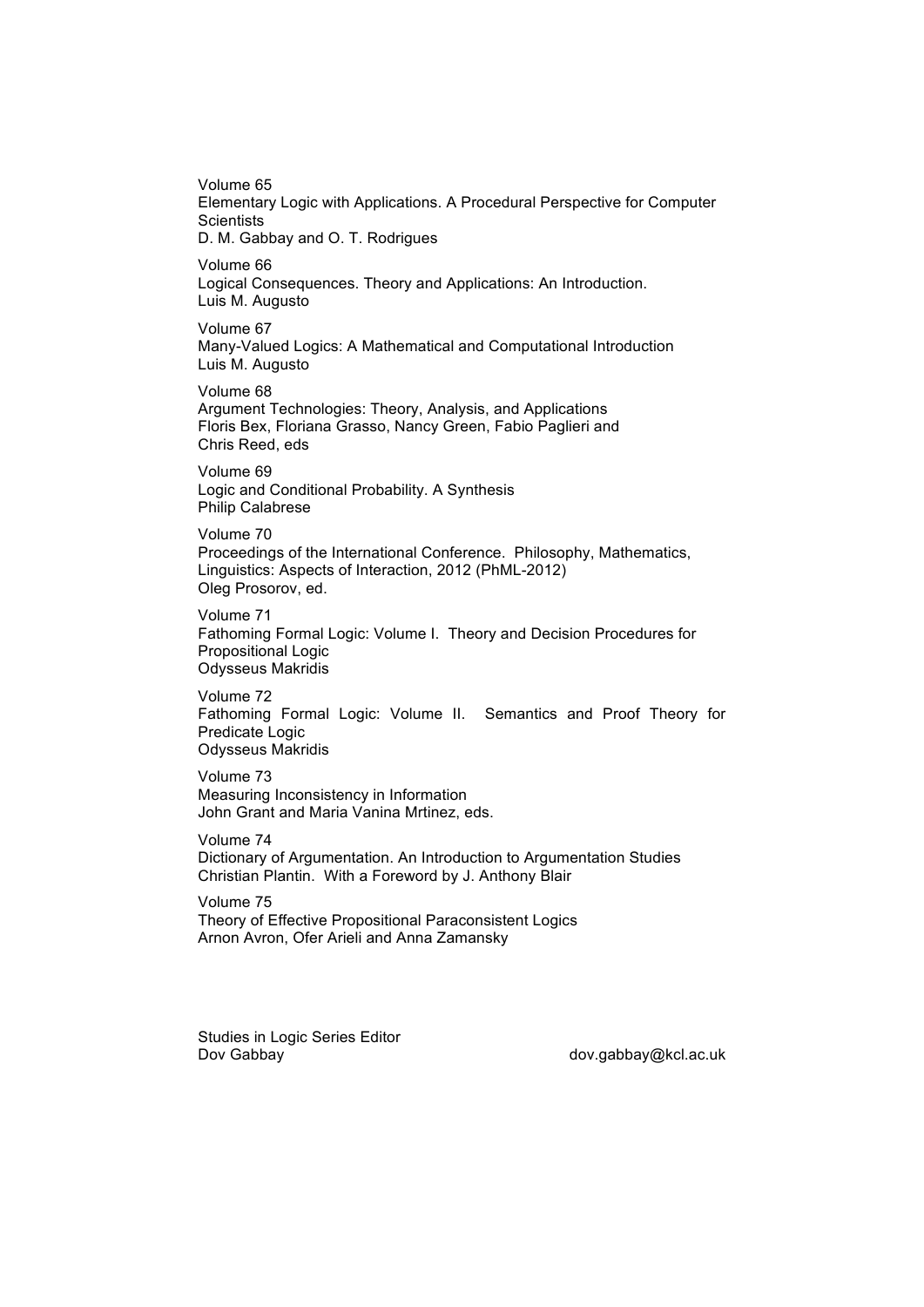Volume 65
Elementary Logic with Applications. A Procedural Perspective for Computer Scientists
D. M. Gabbay and O. T. Rodrigues

Volume 66
Logical Consequences. Theory and Applications: An Introduction.
Luis M. Augusto

Volume 67
Many-Valued Logics: A Mathematical and Computational Introduction
Luis M. Augusto

Volume 68
Argument Technologies: Theory, Analysis, and Applications
Floris Bex, Floriana Grasso, Nancy Green, Fabio Paglieri and Chris Reed, eds

Volume 69
Logic and Conditional Probability. A Synthesis
Philip Calabrese

Volume 70
Proceedings of the International Conference. Philosophy, Mathematics, Linguistics: Aspects of Interaction, 2012 (PhML-2012)
Oleg Prosorov, ed.

Volume 71
Fathoming Formal Logic: Volume I. Theory and Decision Procedures for Propositional Logic
Odysseus Makridis

Volume 72
Fathoming Formal Logic: Volume II. Semantics and Proof Theory for Predicate Logic
Odysseus Makridis

Volume 73
Measuring Inconsistency in Information
John Grant and Maria Vanina Mrtinez, eds.

Volume 74
Dictionary of Argumentation. An Introduction to Argumentation Studies
Christian Plantin. With a Foreword by J. Anthony Blair

Volume 75
Theory of Effective Propositional Paraconsistent Logics
Arnon Avron, Ofer Arieli and Anna Zamansky

Studies in Logic Series Editor
Dov Gabbay dov.gabbay@kcl.ac.uk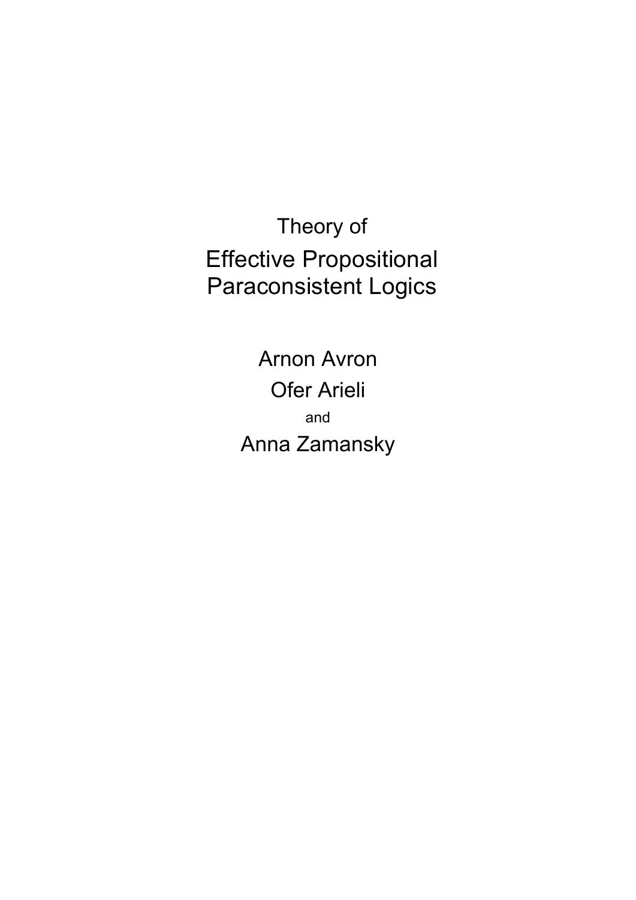Theory of

# Effective Propositional Paraconsistent Logics

Arnon Avron

Ofer Arieli

and

Anna Zamansky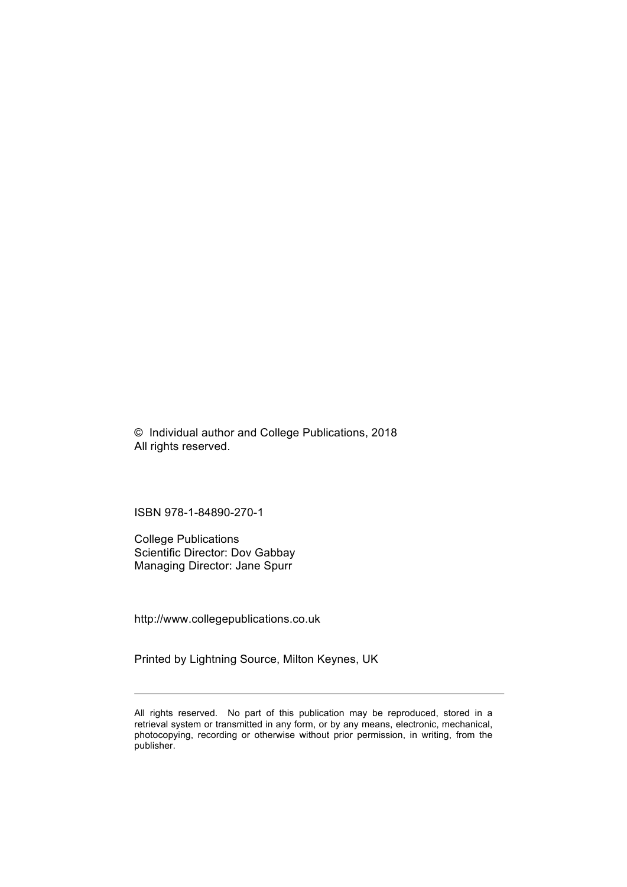© Individual author and College Publications, 2018
All rights reserved.

ISBN 978-1-84890-270-1

College Publications
Scientific Director: Dov Gabbay
Managing Director: Jane Spurr

http://www.collegepublications.co.uk

Printed by Lightning Source, Milton Keynes, UK

---

All rights reserved. No part of this publication may be reproduced, stored in a retrieval system or transmitted in any form, or by any means, electronic, mechanical, photocopying, recording or otherwise without prior permission, in writing, from the publisher.